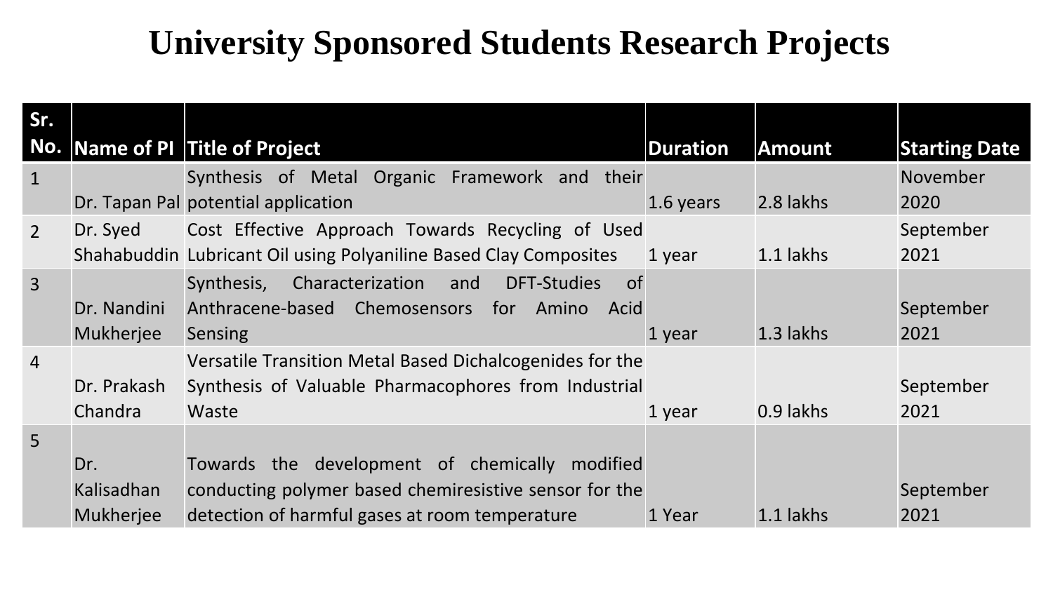# University Sponsored Students Research Projects

| Sr. No. | Name of PI | Title of Project | Duration | Amount | Starting Date |
|---|---|---|---|---|---|
| 1 | Dr. Tapan Pal | Synthesis of Metal Organic Framework and their potential application | 1.6 years | 2.8 lakhs | November 2020 |
| 2 | Dr. Syed Shahabuddin | Cost Effective Approach Towards Recycling of Used Lubricant Oil using Polyaniline Based Clay Composites | 1 year | 1.1 lakhs | September 2021 |
| 3 | Dr. Nandini Mukherjee | Synthesis, Characterization and DFT-Studies of Anthracene-based Chemosensors for Amino Acid Sensing | 1 year | 1.3 lakhs | September 2021 |
| 4 | Dr. Prakash Chandra | Versatile Transition Metal Based Dichalcogenides for the Synthesis of Valuable Pharmacophores from Industrial Waste | 1 year | 0.9 lakhs | September 2021 |
| 5 | Dr. Kalisadhan Mukherjee | Towards the development of chemically modified conducting polymer based chemiresistive sensor for the detection of harmful gases at room temperature | 1 Year | 1.1 lakhs | September 2021 |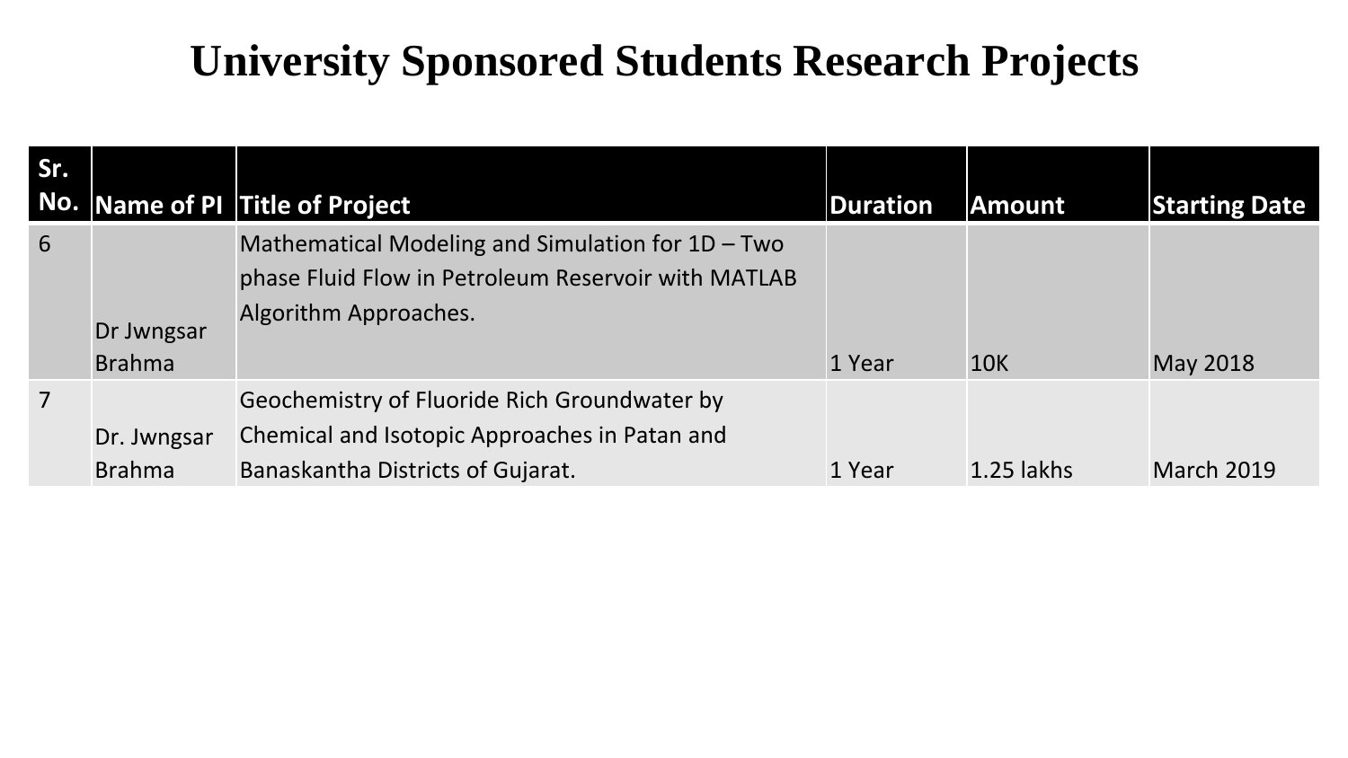# University Sponsored Students Research Projects

| Sr. No. | Name of PI | Title of Project | Duration | Amount | Starting Date |
|---|---|---|---|---|---|
| 6 | Dr Jwngsar Brahma | Mathematical Modeling and Simulation for 1D – Two phase Fluid Flow in Petroleum Reservoir with MATLAB Algorithm Approaches. | 1 Year | 10K | May 2018 |
| 7 | Dr. Jwngsar Brahma | Geochemistry of Fluoride Rich Groundwater by Chemical and Isotopic Approaches in Patan and Banaskantha Districts of Gujarat. | 1 Year | 1.25 lakhs | March 2019 |